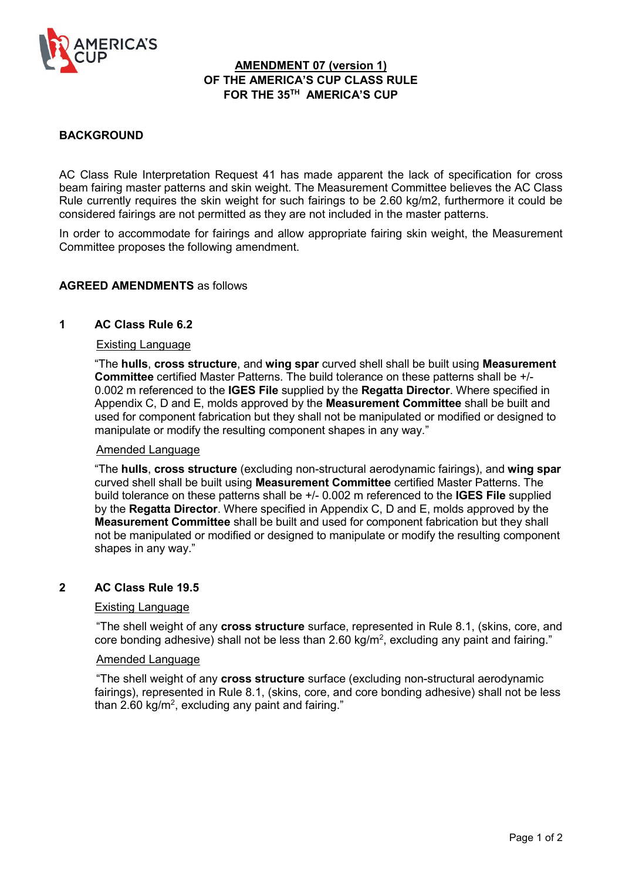# AMENDMENT 07 (version 1)
# OF THE AMERICA'S CUP CLASS RULE
# FOR THE 35TH AMERICA'S CUP

## BACKGROUND

AC Class Rule Interpretation Request 41 has made apparent the lack of specification for cross beam fairing master patterns and skin weight. The Measurement Committee believes the AC Class Rule currently requires the skin weight for such fairings to be 2.60 kg/m2, furthermore it could be considered fairings are not permitted as they are not included in the master patterns.

In order to accommodate for fairings and allow appropriate fairing skin weight, the Measurement Committee proposes the following amendment.

**AGREED AMENDMENTS** as follows

### 1 AC Class Rule 6.2

Existing Language

"The **hulls**, **cross structure**, and **wing spar** curved shell shall be built using **Measurement Committee** certified Master Patterns. The build tolerance on these patterns shall be +/- 0.002 m referenced to the **IGES File** supplied by the **Regatta Director**. Where specified in Appendix C, D and E, molds approved by the **Measurement Committee** shall be built and used for component fabrication but they shall not be manipulated or modified or designed to manipulate or modify the resulting component shapes in any way."

Amended Language

"The **hulls**, **cross structure** (excluding non-structural aerodynamic fairings), and **wing spar** curved shell shall be built using **Measurement Committee** certified Master Patterns. The build tolerance on these patterns shall be +/- 0.002 m referenced to the **IGES File** supplied by the **Regatta Director**. Where specified in Appendix C, D and E, molds approved by the **Measurement Committee** shall be built and used for component fabrication but they shall not be manipulated or modified or designed to manipulate or modify the resulting component shapes in any way."

### 2 AC Class Rule 19.5

Existing Language

"The shell weight of any **cross structure** surface, represented in Rule 8.1, (skins, core, and core bonding adhesive) shall not be less than 2.60 kg/m$^2$, excluding any paint and fairing."

Amended Language

"The shell weight of any **cross structure** surface (excluding non-structural aerodynamic fairings), represented in Rule 8.1, (skins, core, and core bonding adhesive) shall not be less than 2.60 kg/m$^2$, excluding any paint and fairing."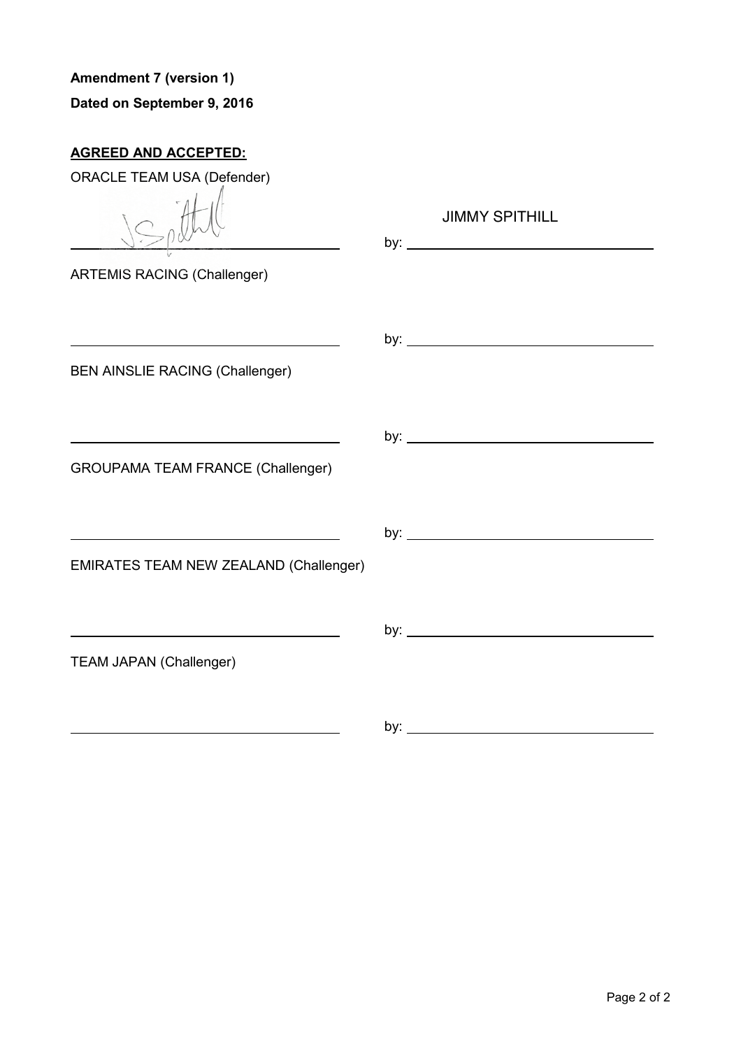**Amendment 7 (version 1)**

**Dated on September 9, 2016**

**<u>AGREED AND ACCEPTED:</u>**

ORACLE TEAM USA (Defender)

\_\_\_\_\_\_\_\_\_\_\_\_\_\_\_\_\_\_\_\_\_\_\_\_\_\_\_\_ by: JIMMY SPITHILL

ARTEMIS RACING (Challenger)

\_\_\_\_\_\_\_\_\_\_\_\_\_\_\_\_\_\_\_\_\_\_\_\_\_\_\_\_ by: \_\_\_\_\_\_\_\_\_\_\_\_\_\_\_\_\_\_\_\_\_\_\_\_\_\_\_\_

BEN AINSLIE RACING (Challenger)

\_\_\_\_\_\_\_\_\_\_\_\_\_\_\_\_\_\_\_\_\_\_\_\_\_\_\_\_ by: \_\_\_\_\_\_\_\_\_\_\_\_\_\_\_\_\_\_\_\_\_\_\_\_\_\_\_\_

GROUPAMA TEAM FRANCE (Challenger)

\_\_\_\_\_\_\_\_\_\_\_\_\_\_\_\_\_\_\_\_\_\_\_\_\_\_\_\_ by: \_\_\_\_\_\_\_\_\_\_\_\_\_\_\_\_\_\_\_\_\_\_\_\_\_\_\_\_

EMIRATES TEAM NEW ZEALAND (Challenger)

\_\_\_\_\_\_\_\_\_\_\_\_\_\_\_\_\_\_\_\_\_\_\_\_\_\_\_\_ by: \_\_\_\_\_\_\_\_\_\_\_\_\_\_\_\_\_\_\_\_\_\_\_\_\_\_\_\_

TEAM JAPAN (Challenger)

\_\_\_\_\_\_\_\_\_\_\_\_\_\_\_\_\_\_\_\_\_\_\_\_\_\_\_\_ by: \_\_\_\_\_\_\_\_\_\_\_\_\_\_\_\_\_\_\_\_\_\_\_\_\_\_\_\_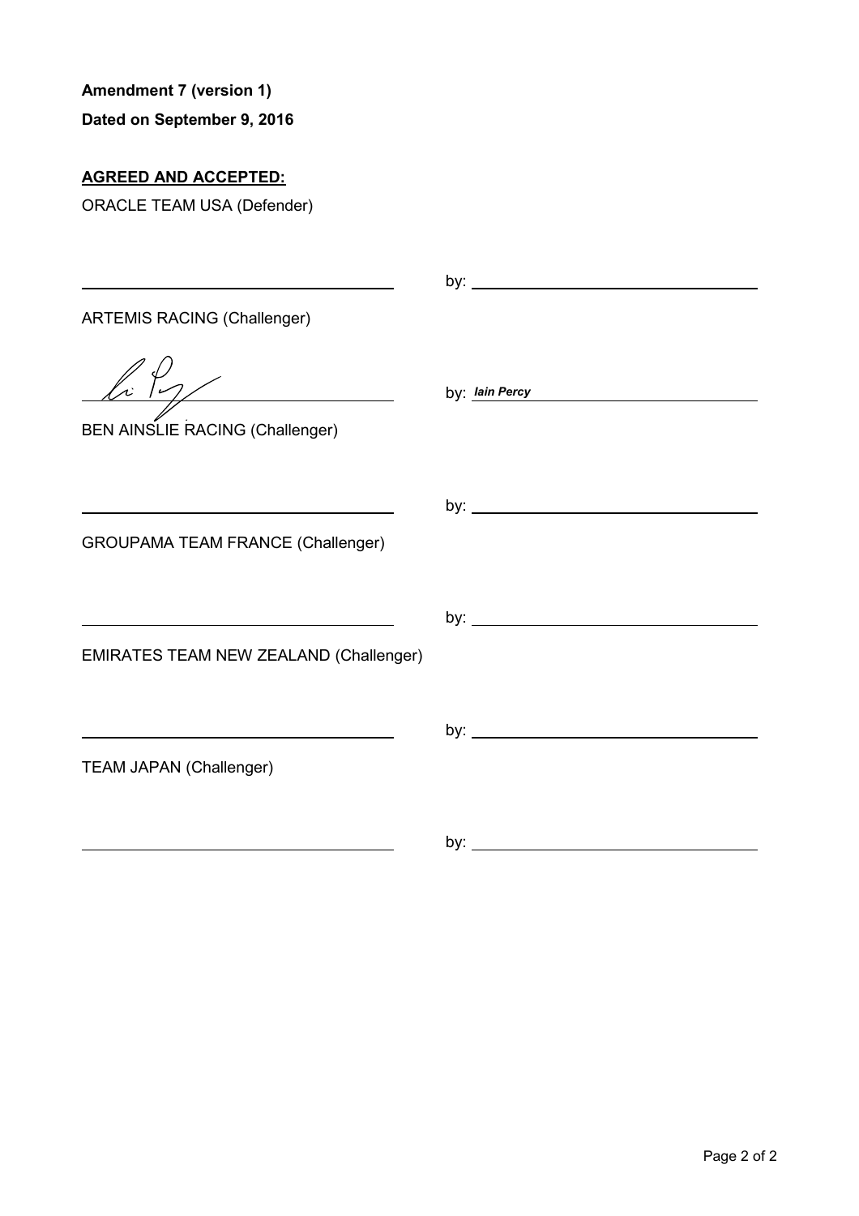**Amendment 7 (version 1)**

**Dated on September 9, 2016**

**AGREED AND ACCEPTED:**

ORACLE TEAM USA (Defender)

\_\_\_\_\_\_\_\_\_\_\_\_\_\_\_\_\_\_\_\_\_\_\_\_ by: \_\_\_\_\_\_\_\_\_\_\_\_\_\_\_\_\_\_\_\_\_\_\_\_

ARTEMIS RACING (Challenger)

\_\_\_\_\_\_\_\_\_\_\_\_\_\_\_\_\_\_\_\_\_\_\_\_ by: *Iain Percy*

BEN AINSLIE RACING (Challenger)

\_\_\_\_\_\_\_\_\_\_\_\_\_\_\_\_\_\_\_\_\_\_\_\_ by: \_\_\_\_\_\_\_\_\_\_\_\_\_\_\_\_\_\_\_\_\_\_\_\_

GROUPAMA TEAM FRANCE (Challenger)

\_\_\_\_\_\_\_\_\_\_\_\_\_\_\_\_\_\_\_\_\_\_\_\_ by: \_\_\_\_\_\_\_\_\_\_\_\_\_\_\_\_\_\_\_\_\_\_\_\_

EMIRATES TEAM NEW ZEALAND (Challenger)

\_\_\_\_\_\_\_\_\_\_\_\_\_\_\_\_\_\_\_\_\_\_\_\_ by: \_\_\_\_\_\_\_\_\_\_\_\_\_\_\_\_\_\_\_\_\_\_\_\_

TEAM JAPAN (Challenger)

\_\_\_\_\_\_\_\_\_\_\_\_\_\_\_\_\_\_\_\_\_\_\_\_ by: \_\_\_\_\_\_\_\_\_\_\_\_\_\_\_\_\_\_\_\_\_\_\_\_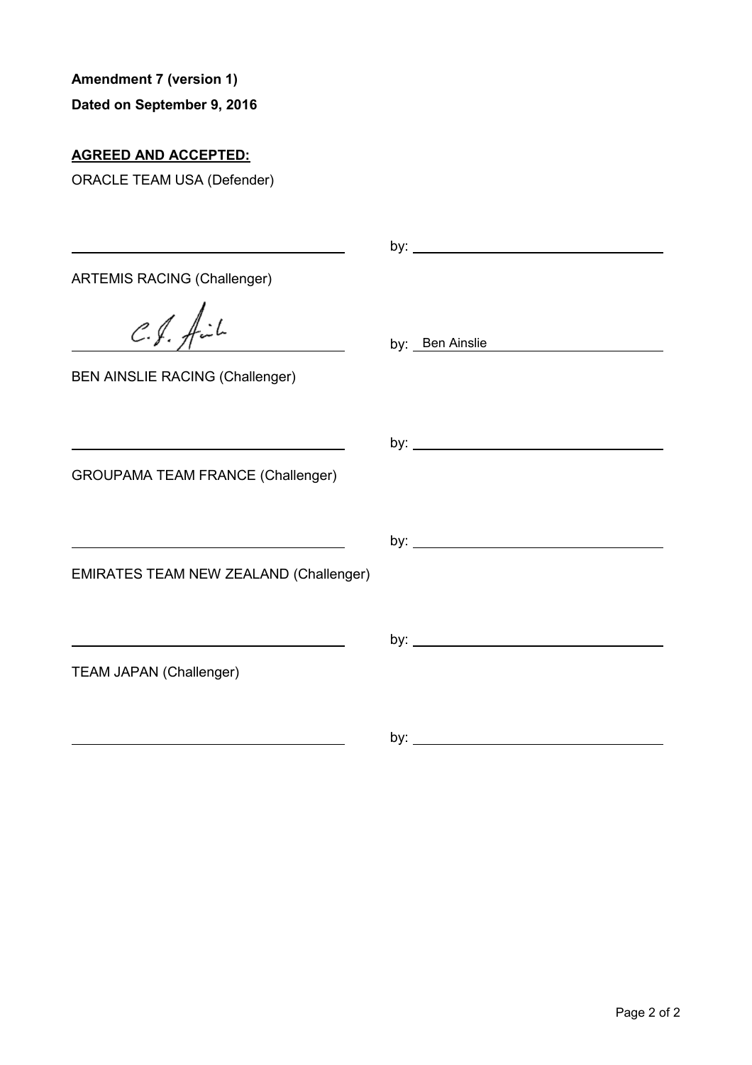**Amendment 7 (version 1)**

**Dated on September 9, 2016**

**<u>AGREED AND ACCEPTED:</u>**

ORACLE TEAM USA (Defender)

\_\_\_\_\_\_\_\_\_\_\_\_\_\_\_\_\_\_\_\_\_\_\_\_\_\_\_\_\_\_ by: \_\_\_\_\_\_\_\_\_\_\_\_\_\_\_\_\_\_\_\_\_\_\_\_\_\_\_\_\_\_

ARTEMIS RACING (Challenger)

\_\_\_\_\_\_\_\_\_\_\_\_\_\_\_\_\_\_\_\_\_\_\_\_\_\_\_\_\_\_ by: Ben Ainslie

BEN AINSLIE RACING (Challenger)

\_\_\_\_\_\_\_\_\_\_\_\_\_\_\_\_\_\_\_\_\_\_\_\_\_\_\_\_\_\_ by: \_\_\_\_\_\_\_\_\_\_\_\_\_\_\_\_\_\_\_\_\_\_\_\_\_\_\_\_\_\_

GROUPAMA TEAM FRANCE (Challenger)

\_\_\_\_\_\_\_\_\_\_\_\_\_\_\_\_\_\_\_\_\_\_\_\_\_\_\_\_\_\_ by: \_\_\_\_\_\_\_\_\_\_\_\_\_\_\_\_\_\_\_\_\_\_\_\_\_\_\_\_\_\_

EMIRATES TEAM NEW ZEALAND (Challenger)

\_\_\_\_\_\_\_\_\_\_\_\_\_\_\_\_\_\_\_\_\_\_\_\_\_\_\_\_\_\_ by: \_\_\_\_\_\_\_\_\_\_\_\_\_\_\_\_\_\_\_\_\_\_\_\_\_\_\_\_\_\_

TEAM JAPAN (Challenger)

\_\_\_\_\_\_\_\_\_\_\_\_\_\_\_\_\_\_\_\_\_\_\_\_\_\_\_\_\_\_ by: \_\_\_\_\_\_\_\_\_\_\_\_\_\_\_\_\_\_\_\_\_\_\_\_\_\_\_\_\_\_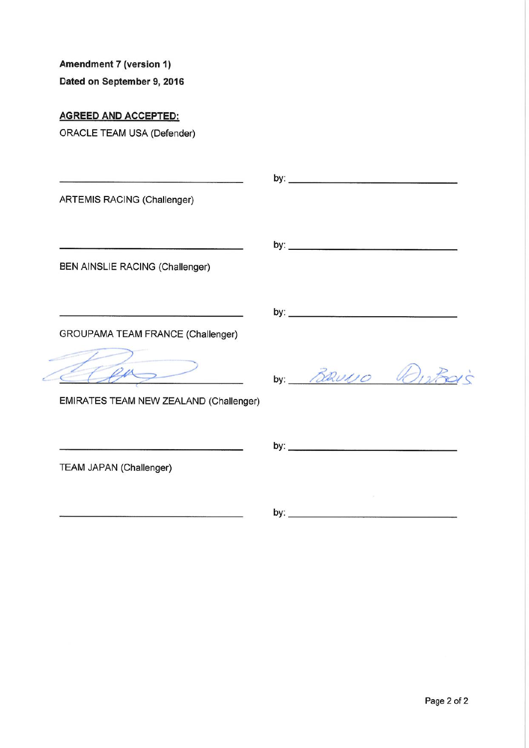**Amendment 7 (version 1)**

**Dated on September 9, 2016**

**AGREED AND ACCEPTED:**

ORACLE TEAM USA (Defender)

\_\_\_\_\_\_\_\_\_\_\_\_\_\_\_\_\_\_\_\_\_\_\_\_\_\_\_\_\_\_ by: \_\_\_\_\_\_\_\_\_\_\_\_\_\_\_\_\_\_\_\_\_\_\_\_\_\_\_\_\_\_

ARTEMIS RACING (Challenger)

\_\_\_\_\_\_\_\_\_\_\_\_\_\_\_\_\_\_\_\_\_\_\_\_\_\_\_\_\_\_ by: \_\_\_\_\_\_\_\_\_\_\_\_\_\_\_\_\_\_\_\_\_\_\_\_\_\_\_\_\_\_

BEN AINSLIE RACING (Challenger)

\_\_\_\_\_\_\_\_\_\_\_\_\_\_\_\_\_\_\_\_\_\_\_\_\_\_\_\_\_\_ by: \_\_\_\_\_\_\_\_\_\_\_\_\_\_\_\_\_\_\_\_\_\_\_\_\_\_\_\_\_\_

GROUPAMA TEAM FRANCE (Challenger)

[signature] by: Bruno Dubois

EMIRATES TEAM NEW ZEALAND (Challenger)

\_\_\_\_\_\_\_\_\_\_\_\_\_\_\_\_\_\_\_\_\_\_\_\_\_\_\_\_\_\_ by: \_\_\_\_\_\_\_\_\_\_\_\_\_\_\_\_\_\_\_\_\_\_\_\_\_\_\_\_\_\_

TEAM JAPAN (Challenger)

\_\_\_\_\_\_\_\_\_\_\_\_\_\_\_\_\_\_\_\_\_\_\_\_\_\_\_\_\_\_ by: \_\_\_\_\_\_\_\_\_\_\_\_\_\_\_\_\_\_\_\_\_\_\_\_\_\_\_\_\_\_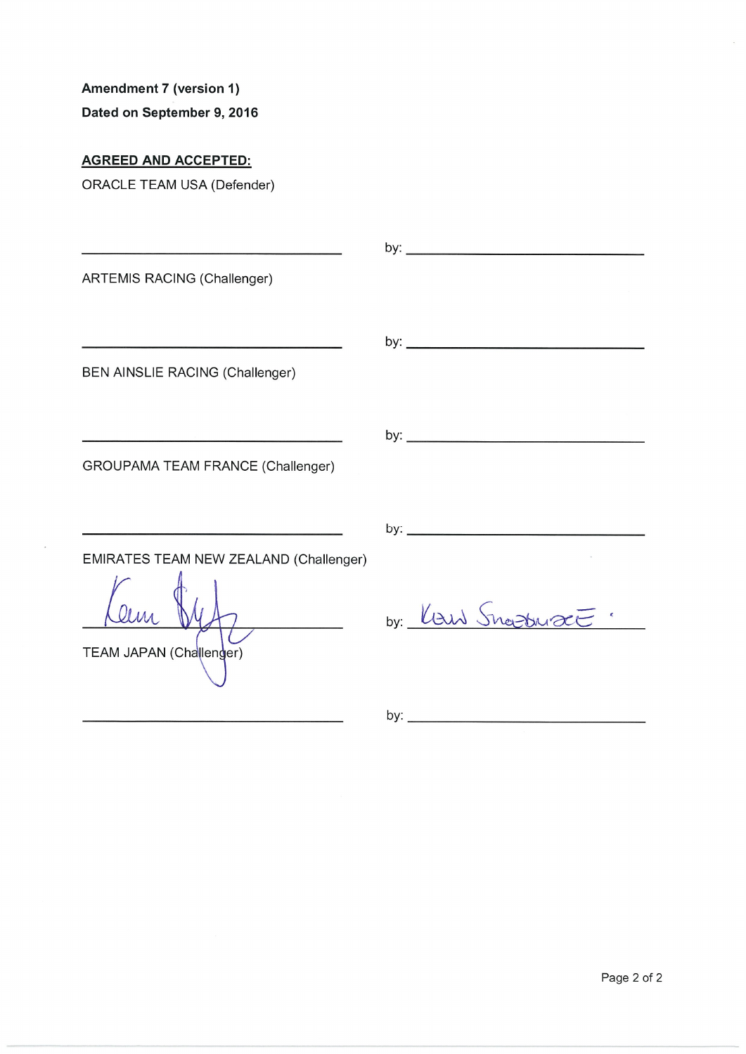**Amendment 7 (version 1)**

**Dated on September 9, 2016**

**AGREED AND ACCEPTED:**

ORACLE TEAM USA (Defender)

\_\_\_\_\_\_\_\_\_\_\_\_\_\_\_\_\_\_\_\_\_\_\_\_\_\_\_\_\_\_ by: \_\_\_\_\_\_\_\_\_\_\_\_\_\_\_\_\_\_\_\_\_\_\_\_\_\_\_\_\_\_

ARTEMIS RACING (Challenger)

\_\_\_\_\_\_\_\_\_\_\_\_\_\_\_\_\_\_\_\_\_\_\_\_\_\_\_\_\_\_ by: \_\_\_\_\_\_\_\_\_\_\_\_\_\_\_\_\_\_\_\_\_\_\_\_\_\_\_\_\_\_

BEN AINSLIE RACING (Challenger)

\_\_\_\_\_\_\_\_\_\_\_\_\_\_\_\_\_\_\_\_\_\_\_\_\_\_\_\_\_\_ by: \_\_\_\_\_\_\_\_\_\_\_\_\_\_\_\_\_\_\_\_\_\_\_\_\_\_\_\_\_\_

GROUPAMA TEAM FRANCE (Challenger)

\_\_\_\_\_\_\_\_\_\_\_\_\_\_\_\_\_\_\_\_\_\_\_\_\_\_\_\_\_\_ by: \_\_\_\_\_\_\_\_\_\_\_\_\_\_\_\_\_\_\_\_\_\_\_\_\_\_\_\_\_\_

EMIRATES TEAM NEW ZEALAND (Challenger)

[Signature] by: Kevin Shoebridge

TEAM JAPAN (Challenger)

\_\_\_\_\_\_\_\_\_\_\_\_\_\_\_\_\_\_\_\_\_\_\_\_\_\_\_\_\_\_ by: \_\_\_\_\_\_\_\_\_\_\_\_\_\_\_\_\_\_\_\_\_\_\_\_\_\_\_\_\_\_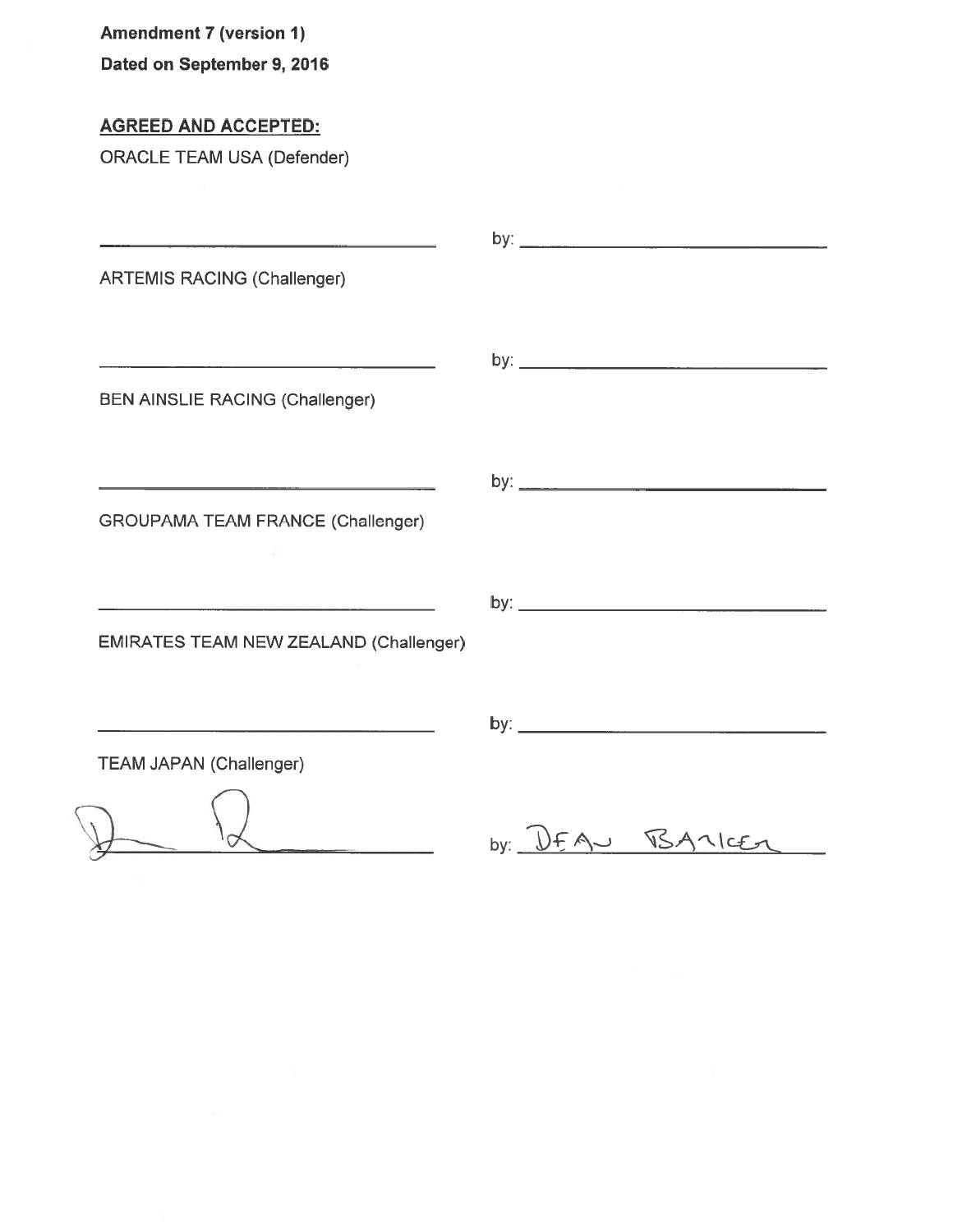**Amendment 7 (version 1)**

**Dated on September 9, 2016**

**AGREED AND ACCEPTED:**

ORACLE TEAM USA (Defender)

\_\_\_\_\_\_\_\_\_\_\_\_\_\_\_\_\_\_\_\_\_\_\_\_\_\_\_\_ by: \_\_\_\_\_\_\_\_\_\_\_\_\_\_\_\_\_\_\_\_\_\_\_\_\_\_\_\_

ARTEMIS RACING (Challenger)

\_\_\_\_\_\_\_\_\_\_\_\_\_\_\_\_\_\_\_\_\_\_\_\_\_\_\_\_ by: \_\_\_\_\_\_\_\_\_\_\_\_\_\_\_\_\_\_\_\_\_\_\_\_\_\_\_\_

BEN AINSLIE RACING (Challenger)

\_\_\_\_\_\_\_\_\_\_\_\_\_\_\_\_\_\_\_\_\_\_\_\_\_\_\_\_ by: \_\_\_\_\_\_\_\_\_\_\_\_\_\_\_\_\_\_\_\_\_\_\_\_\_\_\_\_

GROUPAMA TEAM FRANCE (Challenger)

\_\_\_\_\_\_\_\_\_\_\_\_\_\_\_\_\_\_\_\_\_\_\_\_\_\_\_\_ by: \_\_\_\_\_\_\_\_\_\_\_\_\_\_\_\_\_\_\_\_\_\_\_\_\_\_\_\_

EMIRATES TEAM NEW ZEALAND (Challenger)

\_\_\_\_\_\_\_\_\_\_\_\_\_\_\_\_\_\_\_\_\_\_\_\_\_\_\_\_ by: \_\_\_\_\_\_\_\_\_\_\_\_\_\_\_\_\_\_\_\_\_\_\_\_\_\_\_\_

TEAM JAPAN (Challenger)

[signature] by: DEAN BARKER